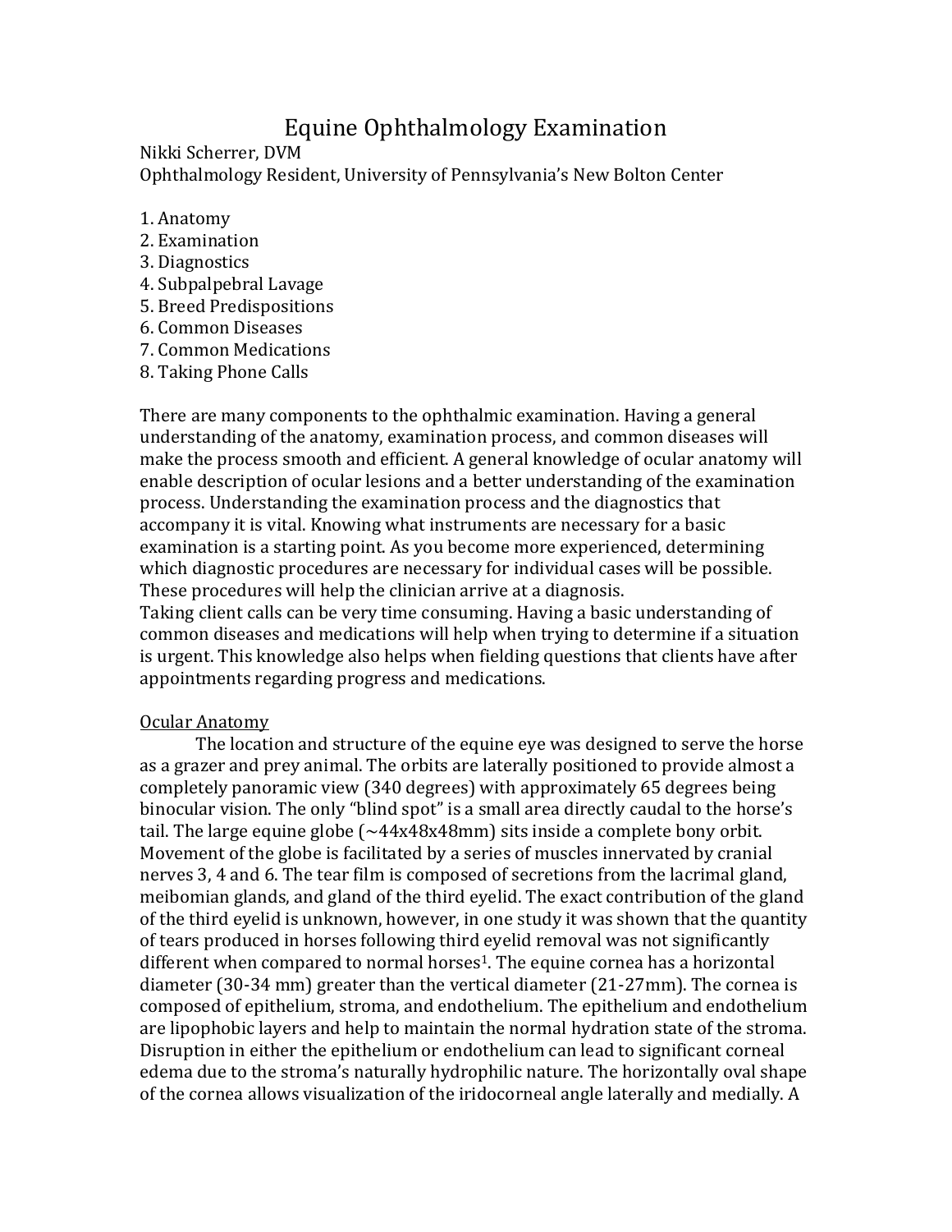# Equine Ophthalmology Examination

Nikki Scherrer, DVM
Ophthalmology Resident, University of Pennsylvania's New Bolton Center

1. Anatomy
2. Examination
3. Diagnostics
4. Subpalpebral Lavage
5. Breed Predispositions
6. Common Diseases
7. Common Medications
8. Taking Phone Calls

There are many components to the ophthalmic examination. Having a general understanding of the anatomy, examination process, and common diseases will make the process smooth and efficient. A general knowledge of ocular anatomy will enable description of ocular lesions and a better understanding of the examination process. Understanding the examination process and the diagnostics that accompany it is vital. Knowing what instruments are necessary for a basic examination is a starting point. As you become more experienced, determining which diagnostic procedures are necessary for individual cases will be possible. These procedures will help the clinician arrive at a diagnosis.
Taking client calls can be very time consuming. Having a basic understanding of common diseases and medications will help when trying to determine if a situation is urgent. This knowledge also helps when fielding questions that clients have after appointments regarding progress and medications.

## Ocular Anatomy

The location and structure of the equine eye was designed to serve the horse as a grazer and prey animal. The orbits are laterally positioned to provide almost a completely panoramic view (340 degrees) with approximately 65 degrees being binocular vision. The only "blind spot" is a small area directly caudal to the horse's tail. The large equine globe (~44x48x48mm) sits inside a complete bony orbit. Movement of the globe is facilitated by a series of muscles innervated by cranial nerves 3, 4 and 6. The tear film is composed of secretions from the lacrimal gland, meibomian glands, and gland of the third eyelid. The exact contribution of the gland of the third eyelid is unknown, however, in one study it was shown that the quantity of tears produced in horses following third eyelid removal was not significantly different when compared to normal horses[1]. The equine cornea has a horizontal diameter (30-34 mm) greater than the vertical diameter (21-27mm). The cornea is composed of epithelium, stroma, and endothelium. The epithelium and endothelium are lipophobic layers and help to maintain the normal hydration state of the stroma. Disruption in either the epithelium or endothelium can lead to significant corneal edema due to the stroma's naturally hydrophilic nature. The horizontally oval shape of the cornea allows visualization of the iridocorneal angle laterally and medially. A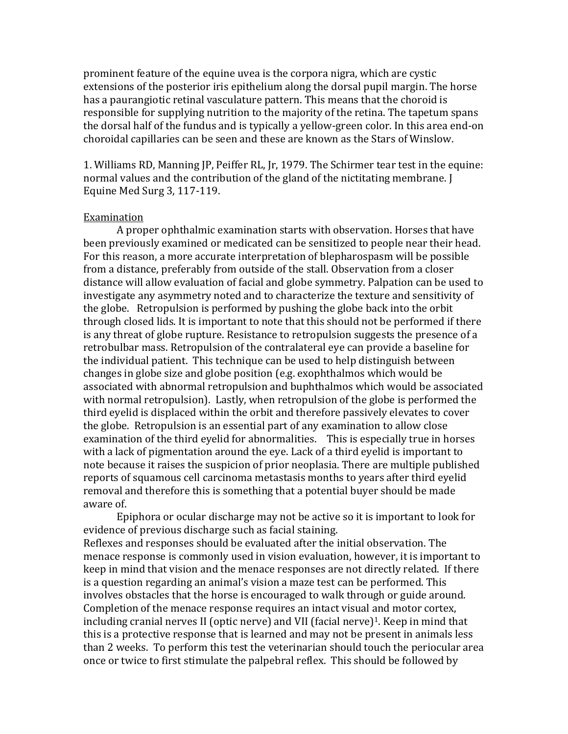prominent feature of the equine uvea is the corpora nigra, which are cystic extensions of the posterior iris epithelium along the dorsal pupil margin. The horse has a paurangiotic retinal vasculature pattern. This means that the choroid is responsible for supplying nutrition to the majority of the retina. The tapetum spans the dorsal half of the fundus and is typically a yellow-green color. In this area end-on choroidal capillaries can be seen and these are known as the Stars of Winslow.

1. Williams RD, Manning JP, Peiffer RL, Jr, 1979. The Schirmer tear test in the equine: normal values and the contribution of the gland of the nictitating membrane. J Equine Med Surg 3, 117-119.

Examination

A proper ophthalmic examination starts with observation. Horses that have been previously examined or medicated can be sensitized to people near their head. For this reason, a more accurate interpretation of blepharospasm will be possible from a distance, preferably from outside of the stall. Observation from a closer distance will allow evaluation of facial and globe symmetry. Palpation can be used to investigate any asymmetry noted and to characterize the texture and sensitivity of the globe. Retropulsion is performed by pushing the globe back into the orbit through closed lids. It is important to note that this should not be performed if there is any threat of globe rupture. Resistance to retropulsion suggests the presence of a retrobulbar mass. Retropulsion of the contralateral eye can provide a baseline for the individual patient. This technique can be used to help distinguish between changes in globe size and globe position (e.g. exophthalmos which would be associated with abnormal retropulsion and buphthalmos which would be associated with normal retropulsion). Lastly, when retropulsion of the globe is performed the third eyelid is displaced within the orbit and therefore passively elevates to cover the globe. Retropulsion is an essential part of any examination to allow close examination of the third eyelid for abnormalities. This is especially true in horses with a lack of pigmentation around the eye. Lack of a third eyelid is important to note because it raises the suspicion of prior neoplasia. There are multiple published reports of squamous cell carcinoma metastasis months to years after third eyelid removal and therefore this is something that a potential buyer should be made aware of.

Epiphora or ocular discharge may not be active so it is important to look for evidence of previous discharge such as facial staining.

Reflexes and responses should be evaluated after the initial observation. The menace response is commonly used in vision evaluation, however, it is important to keep in mind that vision and the menace responses are not directly related. If there is a question regarding an animal's vision a maze test can be performed. This involves obstacles that the horse is encouraged to walk through or guide around. Completion of the menace response requires an intact visual and motor cortex, including cranial nerves II (optic nerve) and VII (facial nerve)[1]. Keep in mind that this is a protective response that is learned and may not be present in animals less than 2 weeks. To perform this test the veterinarian should touch the periocular area once or twice to first stimulate the palpebral reflex. This should be followed by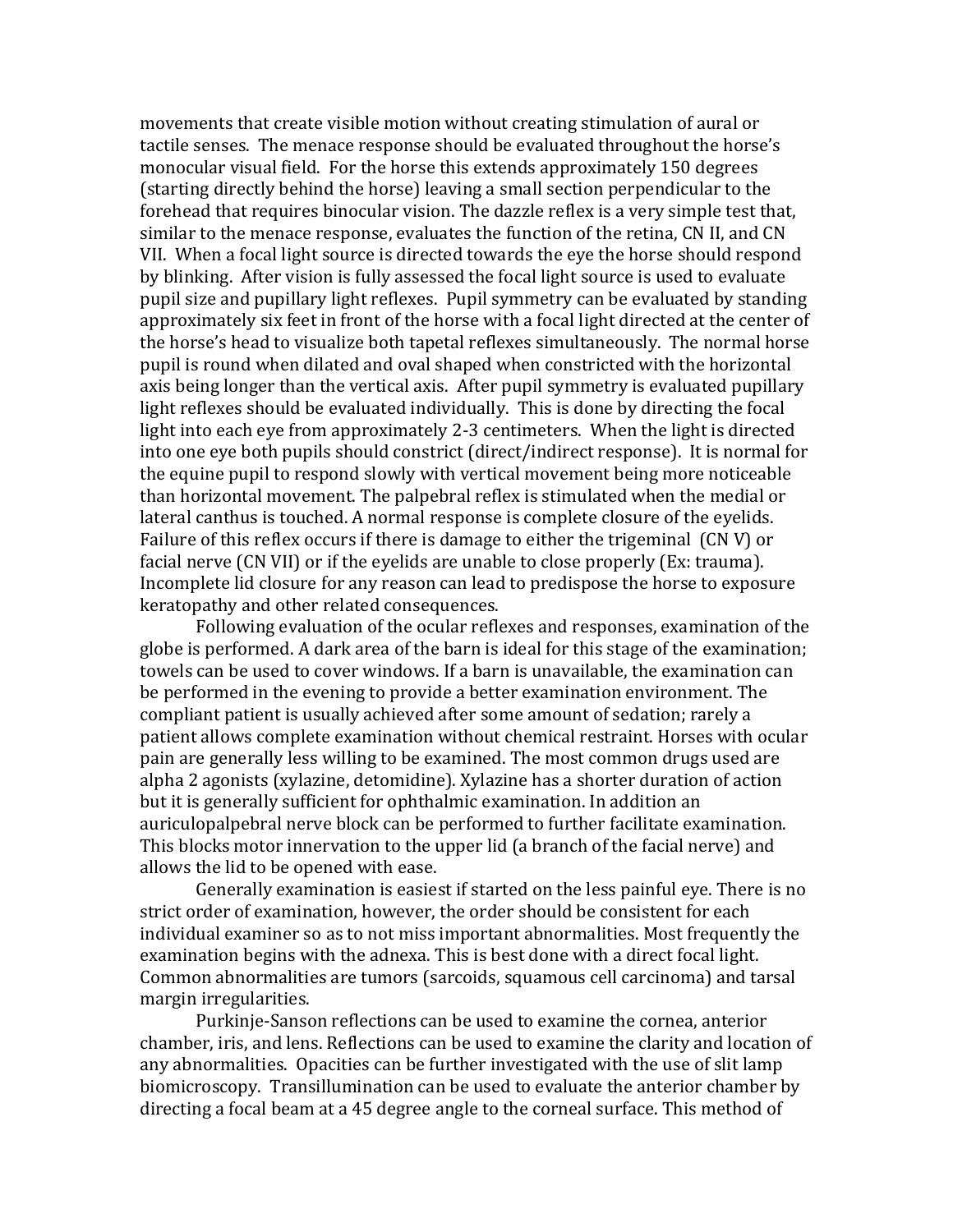movements that create visible motion without creating stimulation of aural or tactile senses. The menace response should be evaluated throughout the horse's monocular visual field. For the horse this extends approximately 150 degrees (starting directly behind the horse) leaving a small section perpendicular to the forehead that requires binocular vision. The dazzle reflex is a very simple test that, similar to the menace response, evaluates the function of the retina, CN II, and CN VII. When a focal light source is directed towards the eye the horse should respond by blinking. After vision is fully assessed the focal light source is used to evaluate pupil size and pupillary light reflexes. Pupil symmetry can be evaluated by standing approximately six feet in front of the horse with a focal light directed at the center of the horse's head to visualize both tapetal reflexes simultaneously. The normal horse pupil is round when dilated and oval shaped when constricted with the horizontal axis being longer than the vertical axis. After pupil symmetry is evaluated pupillary light reflexes should be evaluated individually. This is done by directing the focal light into each eye from approximately 2-3 centimeters. When the light is directed into one eye both pupils should constrict (direct/indirect response). It is normal for the equine pupil to respond slowly with vertical movement being more noticeable than horizontal movement. The palpebral reflex is stimulated when the medial or lateral canthus is touched. A normal response is complete closure of the eyelids. Failure of this reflex occurs if there is damage to either the trigeminal (CN V) or facial nerve (CN VII) or if the eyelids are unable to close properly (Ex: trauma). Incomplete lid closure for any reason can lead to predispose the horse to exposure keratopathy and other related consequences.

Following evaluation of the ocular reflexes and responses, examination of the globe is performed. A dark area of the barn is ideal for this stage of the examination; towels can be used to cover windows. If a barn is unavailable, the examination can be performed in the evening to provide a better examination environment. The compliant patient is usually achieved after some amount of sedation; rarely a patient allows complete examination without chemical restraint. Horses with ocular pain are generally less willing to be examined. The most common drugs used are alpha 2 agonists (xylazine, detomidine). Xylazine has a shorter duration of action but it is generally sufficient for ophthalmic examination. In addition an auriculopalpebral nerve block can be performed to further facilitate examination. This blocks motor innervation to the upper lid (a branch of the facial nerve) and allows the lid to be opened with ease.

Generally examination is easiest if started on the less painful eye. There is no strict order of examination, however, the order should be consistent for each individual examiner so as to not miss important abnormalities. Most frequently the examination begins with the adnexa. This is best done with a direct focal light. Common abnormalities are tumors (sarcoids, squamous cell carcinoma) and tarsal margin irregularities.

Purkinje-Sanson reflections can be used to examine the cornea, anterior chamber, iris, and lens. Reflections can be used to examine the clarity and location of any abnormalities. Opacities can be further investigated with the use of slit lamp biomicroscopy. Transillumination can be used to evaluate the anterior chamber by directing a focal beam at a 45 degree angle to the corneal surface. This method of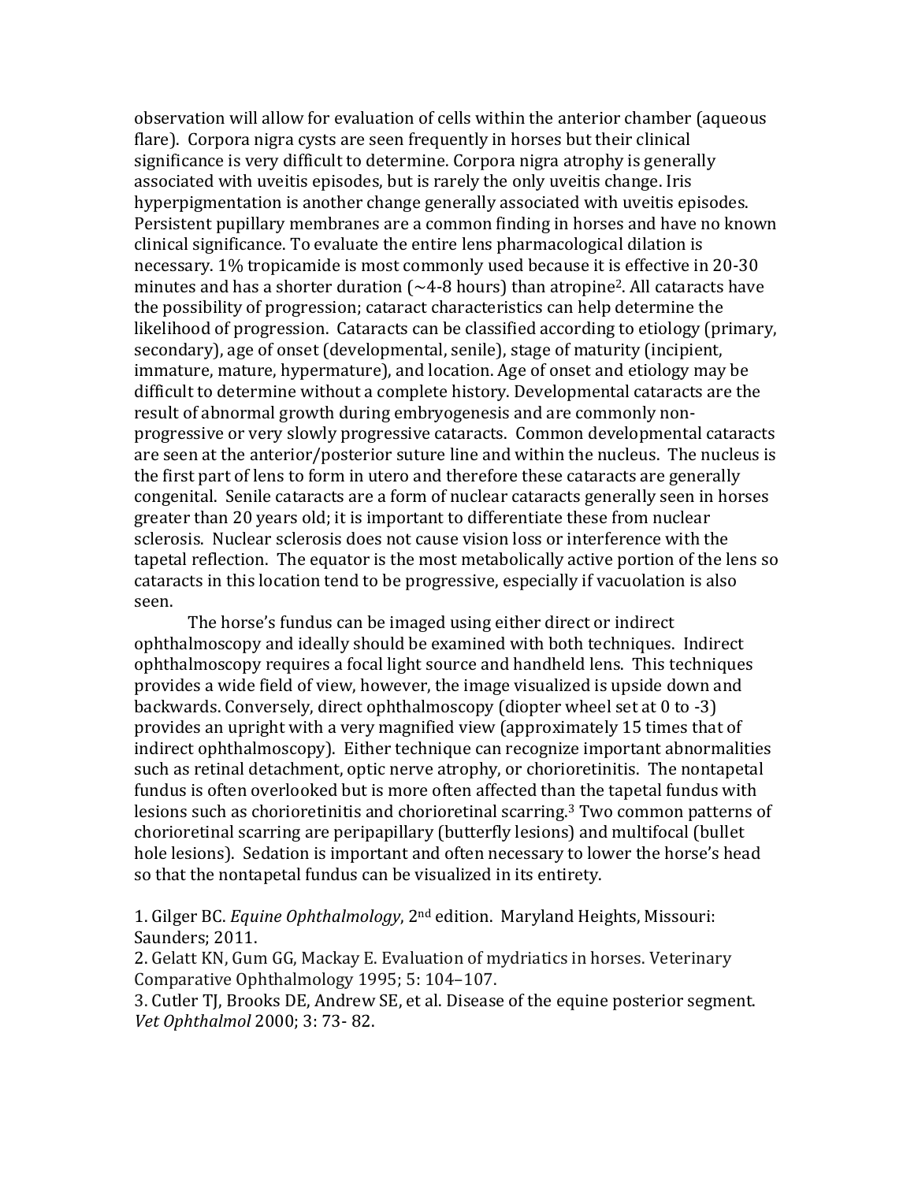observation will allow for evaluation of cells within the anterior chamber (aqueous flare). Corpora nigra cysts are seen frequently in horses but their clinical significance is very difficult to determine. Corpora nigra atrophy is generally associated with uveitis episodes, but is rarely the only uveitis change. Iris hyperpigmentation is another change generally associated with uveitis episodes. Persistent pupillary membranes are a common finding in horses and have no known clinical significance. To evaluate the entire lens pharmacological dilation is necessary. 1% tropicamide is most commonly used because it is effective in 20-30 minutes and has a shorter duration (~4-8 hours) than atropine[2]. All cataracts have the possibility of progression; cataract characteristics can help determine the likelihood of progression. Cataracts can be classified according to etiology (primary, secondary), age of onset (developmental, senile), stage of maturity (incipient, immature, mature, hypermature), and location. Age of onset and etiology may be difficult to determine without a complete history. Developmental cataracts are the result of abnormal growth during embryogenesis and are commonly non-progressive or very slowly progressive cataracts. Common developmental cataracts are seen at the anterior/posterior suture line and within the nucleus. The nucleus is the first part of lens to form in utero and therefore these cataracts are generally congenital. Senile cataracts are a form of nuclear cataracts generally seen in horses greater than 20 years old; it is important to differentiate these from nuclear sclerosis. Nuclear sclerosis does not cause vision loss or interference with the tapetal reflection. The equator is the most metabolically active portion of the lens so cataracts in this location tend to be progressive, especially if vacuolation is also seen.

The horse's fundus can be imaged using either direct or indirect ophthalmoscopy and ideally should be examined with both techniques. Indirect ophthalmoscopy requires a focal light source and handheld lens. This techniques provides a wide field of view, however, the image visualized is upside down and backwards. Conversely, direct ophthalmoscopy (diopter wheel set at 0 to -3) provides an upright with a very magnified view (approximately 15 times that of indirect ophthalmoscopy). Either technique can recognize important abnormalities such as retinal detachment, optic nerve atrophy, or chorioretinitis. The nontapetal fundus is often overlooked but is more often affected than the tapetal fundus with lesions such as chorioretinitis and chorioretinal scarring.[3] Two common patterns of chorioretinal scarring are peripapillary (butterfly lesions) and multifocal (bullet hole lesions). Sedation is important and often necessary to lower the horse's head so that the nontapetal fundus can be visualized in its entirety.

1. Gilger BC. *Equine Ophthalmology*, 2nd edition. Maryland Heights, Missouri: Saunders; 2011.
2. Gelatt KN, Gum GG, Mackay E. Evaluation of mydriatics in horses. Veterinary Comparative Ophthalmology 1995; 5: 104–107.
3. Cutler TJ, Brooks DE, Andrew SE, et al. Disease of the equine posterior segment. *Vet Ophthalmol* 2000; 3: 73- 82.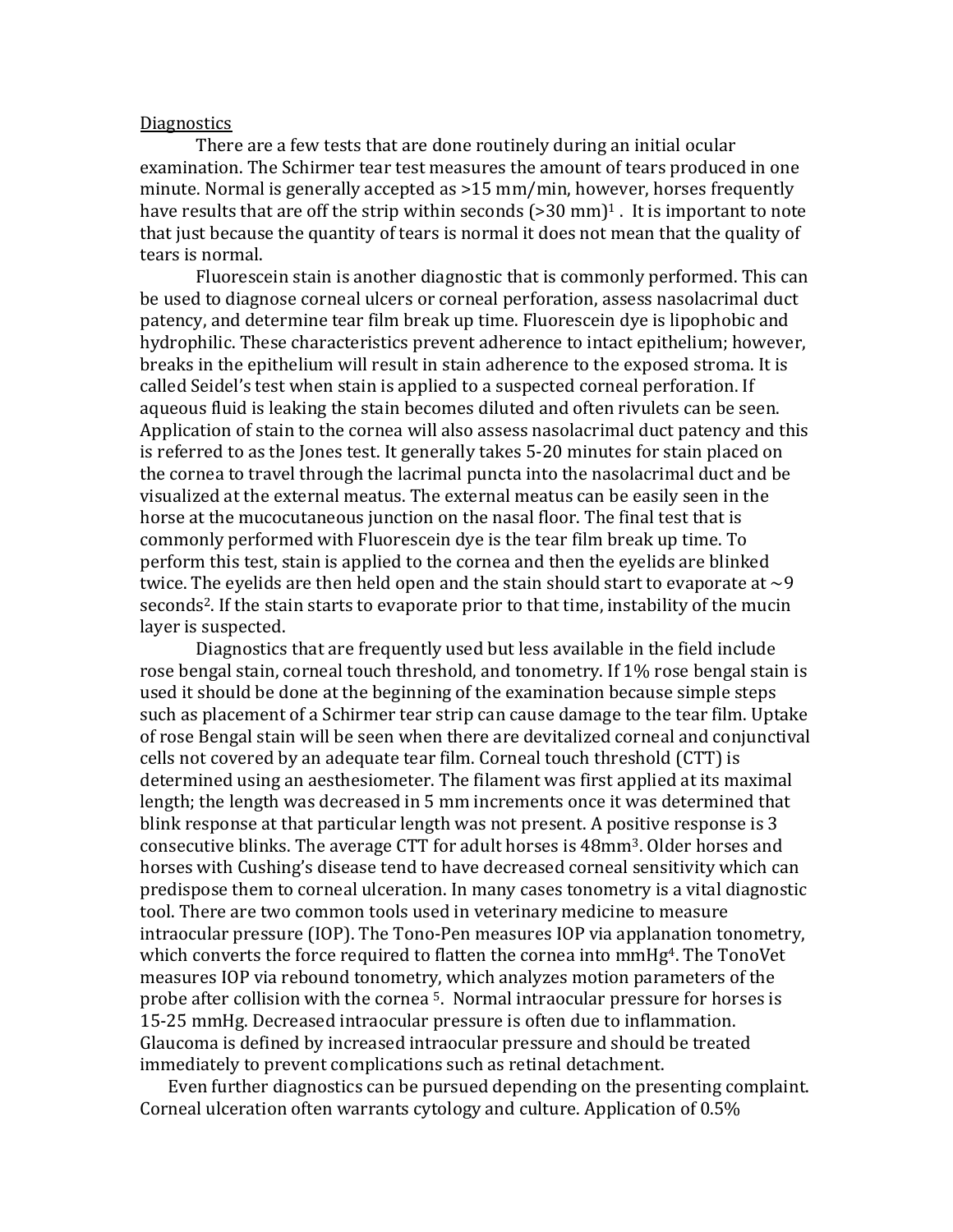Diagnostics

There are a few tests that are done routinely during an initial ocular examination. The Schirmer tear test measures the amount of tears produced in one minute. Normal is generally accepted as >15 mm/min, however, horses frequently have results that are off the strip within seconds (>30 mm)[1]. It is important to note that just because the quantity of tears is normal it does not mean that the quality of tears is normal.

Fluorescein stain is another diagnostic that is commonly performed. This can be used to diagnose corneal ulcers or corneal perforation, assess nasolacrimal duct patency, and determine tear film break up time. Fluorescein dye is lipophobic and hydrophilic. These characteristics prevent adherence to intact epithelium; however, breaks in the epithelium will result in stain adherence to the exposed stroma. It is called Seidel's test when stain is applied to a suspected corneal perforation. If aqueous fluid is leaking the stain becomes diluted and often rivulets can be seen. Application of stain to the cornea will also assess nasolacrimal duct patency and this is referred to as the Jones test. It generally takes 5-20 minutes for stain placed on the cornea to travel through the lacrimal puncta into the nasolacrimal duct and be visualized at the external meatus. The external meatus can be easily seen in the horse at the mucocutaneous junction on the nasal floor. The final test that is commonly performed with Fluorescein dye is the tear film break up time. To perform this test, stain is applied to the cornea and then the eyelids are blinked twice. The eyelids are then held open and the stain should start to evaporate at ~9 seconds[2]. If the stain starts to evaporate prior to that time, instability of the mucin layer is suspected.

Diagnostics that are frequently used but less available in the field include rose bengal stain, corneal touch threshold, and tonometry. If 1% rose bengal stain is used it should be done at the beginning of the examination because simple steps such as placement of a Schirmer tear strip can cause damage to the tear film. Uptake of rose Bengal stain will be seen when there are devitalized corneal and conjunctival cells not covered by an adequate tear film. Corneal touch threshold (CTT) is determined using an aesthesiometer. The filament was first applied at its maximal length; the length was decreased in 5 mm increments once it was determined that blink response at that particular length was not present. A positive response is 3 consecutive blinks. The average CTT for adult horses is 48mm[3]. Older horses and horses with Cushing's disease tend to have decreased corneal sensitivity which can predispose them to corneal ulceration. In many cases tonometry is a vital diagnostic tool. There are two common tools used in veterinary medicine to measure intraocular pressure (IOP). The Tono-Pen measures IOP via applanation tonometry, which converts the force required to flatten the cornea into mmHg[4]. The TonoVet measures IOP via rebound tonometry, which analyzes motion parameters of the probe after collision with the cornea [5]. Normal intraocular pressure for horses is 15-25 mmHg. Decreased intraocular pressure is often due to inflammation. Glaucoma is defined by increased intraocular pressure and should be treated immediately to prevent complications such as retinal detachment.

Even further diagnostics can be pursued depending on the presenting complaint. Corneal ulceration often warrants cytology and culture. Application of 0.5%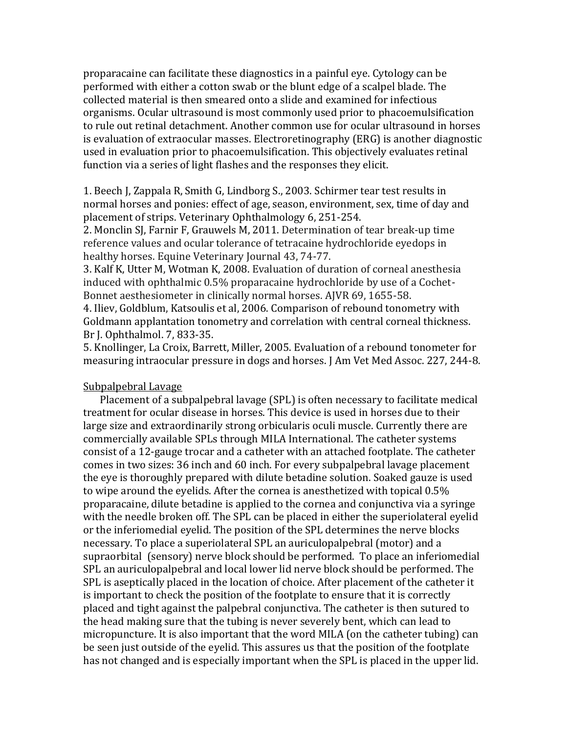proparacaine can facilitate these diagnostics in a painful eye. Cytology can be performed with either a cotton swab or the blunt edge of a scalpel blade. The collected material is then smeared onto a slide and examined for infectious organisms. Ocular ultrasound is most commonly used prior to phacoemulsification to rule out retinal detachment. Another common use for ocular ultrasound in horses is evaluation of extraocular masses. Electroretinography (ERG) is another diagnostic used in evaluation prior to phacoemulsification. This objectively evaluates retinal function via a series of light flashes and the responses they elicit.

1. Beech J, Zappala R, Smith G, Lindborg S., 2003. Schirmer tear test results in normal horses and ponies: effect of age, season, environment, sex, time of day and placement of strips. Veterinary Ophthalmology 6, 251-254.
2. Monclin SJ, Farnir F, Grauwels M, 2011. Determination of tear break-up time reference values and ocular tolerance of tetracaine hydrochloride eyedops in healthy horses. Equine Veterinary Journal 43, 74-77.
3. Kalf K, Utter M, Wotman K, 2008. Evaluation of duration of corneal anesthesia induced with ophthalmic 0.5% proparacaine hydrochloride by use of a Cochet-Bonnet aesthesiometer in clinically normal horses. AJVR 69, 1655-58.
4. Iliev, Goldblum, Katsoulis et al, 2006. Comparison of rebound tonometry with Goldmann applantation tonometry and correlation with central corneal thickness. Br J. Ophthalmol. 7, 833-35.
5. Knollinger, La Croix, Barrett, Miller, 2005. Evaluation of a rebound tonometer for measuring intraocular pressure in dogs and horses. J Am Vet Med Assoc. 227, 244-8.

## Subpalpebral Lavage

Placement of a subpalpebral lavage (SPL) is often necessary to facilitate medical treatment for ocular disease in horses. This device is used in horses due to their large size and extraordinarily strong orbicularis oculi muscle. Currently there are commercially available SPLs through MILA International. The catheter systems consist of a 12-gauge trocar and a catheter with an attached footplate. The catheter comes in two sizes: 36 inch and 60 inch. For every subpalpebral lavage placement the eye is thoroughly prepared with dilute betadine solution. Soaked gauze is used to wipe around the eyelids. After the cornea is anesthetized with topical 0.5% proparacaine, dilute betadine is applied to the cornea and conjunctiva via a syringe with the needle broken off. The SPL can be placed in either the superiolateral eyelid or the inferiomedial eyelid. The position of the SPL determines the nerve blocks necessary. To place a superiolateral SPL an auriculopalpebral (motor) and a supraorbital (sensory) nerve block should be performed. To place an inferiomedial SPL an auriculopalpebral and local lower lid nerve block should be performed. The SPL is aseptically placed in the location of choice. After placement of the catheter it is important to check the position of the footplate to ensure that it is correctly placed and tight against the palpebral conjunctiva. The catheter is then sutured to the head making sure that the tubing is never severely bent, which can lead to micropuncture. It is also important that the word MILA (on the catheter tubing) can be seen just outside of the eyelid. This assures us that the position of the footplate has not changed and is especially important when the SPL is placed in the upper lid.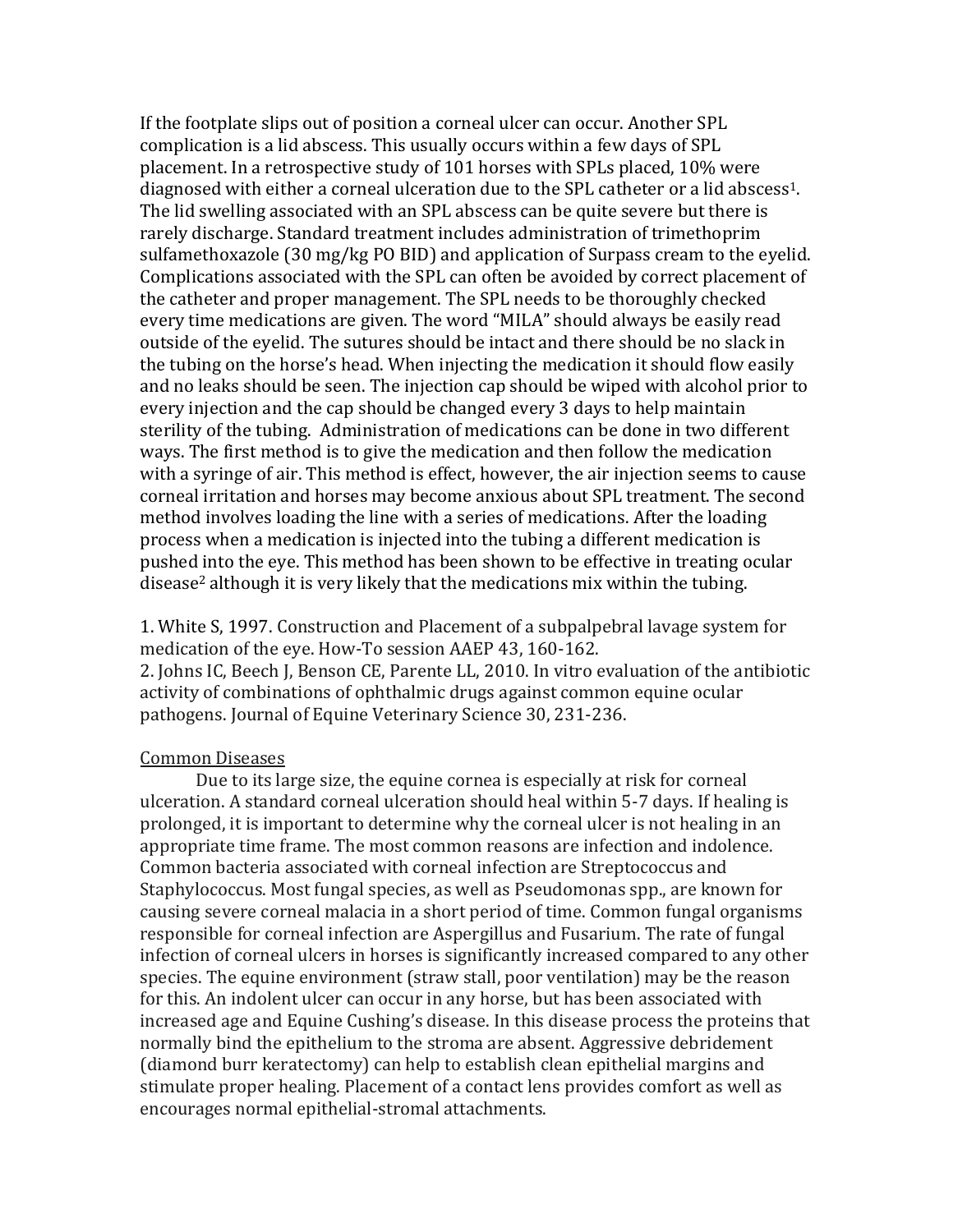If the footplate slips out of position a corneal ulcer can occur. Another SPL complication is a lid abscess. This usually occurs within a few days of SPL placement. In a retrospective study of 101 horses with SPLs placed, 10% were diagnosed with either a corneal ulceration due to the SPL catheter or a lid abscess[1]. The lid swelling associated with an SPL abscess can be quite severe but there is rarely discharge. Standard treatment includes administration of trimethoprim sulfamethoxazole (30 mg/kg PO BID) and application of Surpass cream to the eyelid. Complications associated with the SPL can often be avoided by correct placement of the catheter and proper management. The SPL needs to be thoroughly checked every time medications are given. The word "MILA" should always be easily read outside of the eyelid. The sutures should be intact and there should be no slack in the tubing on the horse's head. When injecting the medication it should flow easily and no leaks should be seen. The injection cap should be wiped with alcohol prior to every injection and the cap should be changed every 3 days to help maintain sterility of the tubing. Administration of medications can be done in two different ways. The first method is to give the medication and then follow the medication with a syringe of air. This method is effect, however, the air injection seems to cause corneal irritation and horses may become anxious about SPL treatment. The second method involves loading the line with a series of medications. After the loading process when a medication is injected into the tubing a different medication is pushed into the eye. This method has been shown to be effective in treating ocular disease[2] although it is very likely that the medications mix within the tubing.

1. White S, 1997. Construction and Placement of a subpalpebral lavage system for medication of the eye. How-To session AAEP 43, 160-162.
2. Johns IC, Beech J, Benson CE, Parente LL, 2010. In vitro evaluation of the antibiotic activity of combinations of ophthalmic drugs against common equine ocular pathogens. Journal of Equine Veterinary Science 30, 231-236.

## Common Diseases

Due to its large size, the equine cornea is especially at risk for corneal ulceration. A standard corneal ulceration should heal within 5-7 days. If healing is prolonged, it is important to determine why the corneal ulcer is not healing in an appropriate time frame. The most common reasons are infection and indolence. Common bacteria associated with corneal infection are Streptococcus and Staphylococcus. Most fungal species, as well as Pseudomonas spp., are known for causing severe corneal malacia in a short period of time. Common fungal organisms responsible for corneal infection are Aspergillus and Fusarium. The rate of fungal infection of corneal ulcers in horses is significantly increased compared to any other species. The equine environment (straw stall, poor ventilation) may be the reason for this. An indolent ulcer can occur in any horse, but has been associated with increased age and Equine Cushing's disease. In this disease process the proteins that normally bind the epithelium to the stroma are absent. Aggressive debridement (diamond burr keratectomy) can help to establish clean epithelial margins and stimulate proper healing. Placement of a contact lens provides comfort as well as encourages normal epithelial-stromal attachments.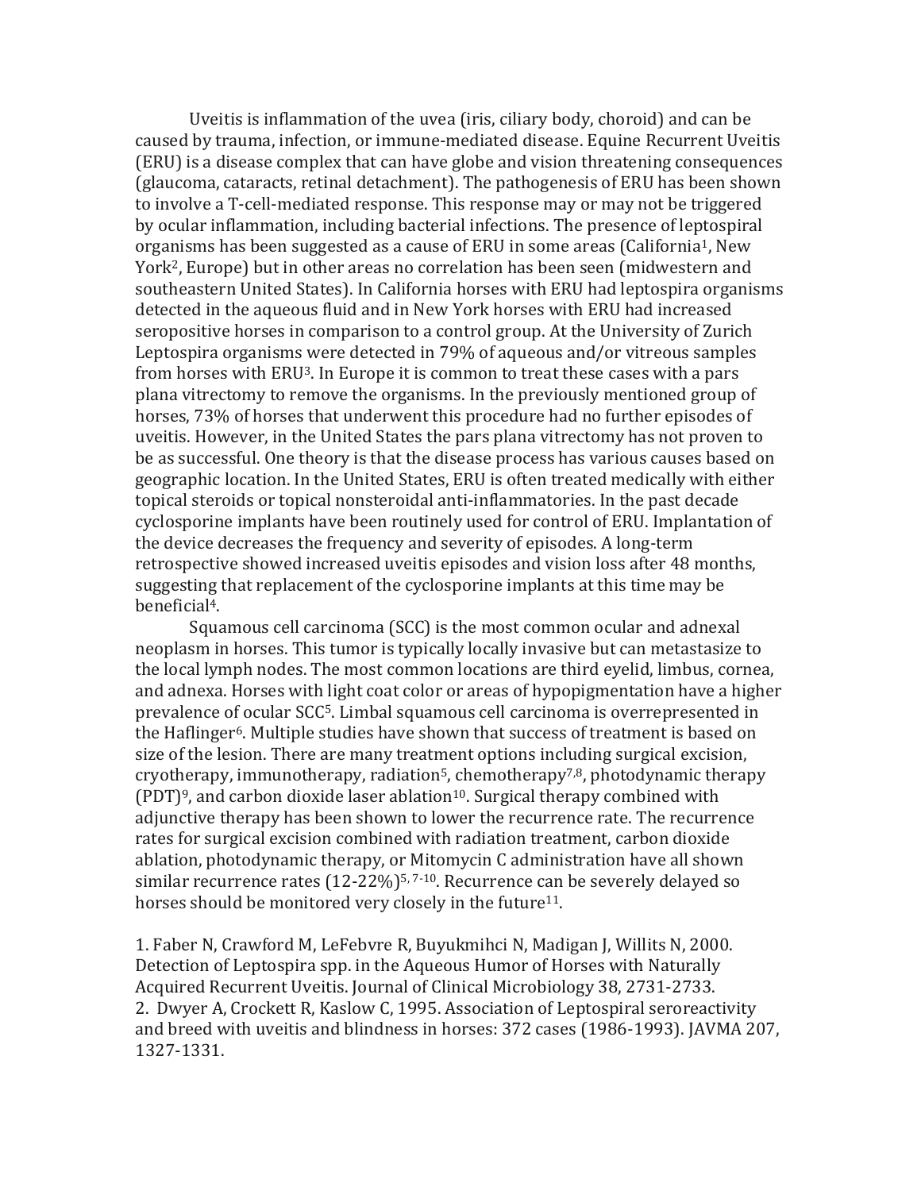Uveitis is inflammation of the uvea (iris, ciliary body, choroid) and can be caused by trauma, infection, or immune-mediated disease. Equine Recurrent Uveitis (ERU) is a disease complex that can have globe and vision threatening consequences (glaucoma, cataracts, retinal detachment). The pathogenesis of ERU has been shown to involve a T-cell-mediated response. This response may or may not be triggered by ocular inflammation, including bacterial infections. The presence of leptospiral organisms has been suggested as a cause of ERU in some areas (California[1], New York[2], Europe) but in other areas no correlation has been seen (midwestern and southeastern United States). In California horses with ERU had leptospira organisms detected in the aqueous fluid and in New York horses with ERU had increased seropositive horses in comparison to a control group. At the University of Zurich Leptospira organisms were detected in 79% of aqueous and/or vitreous samples from horses with ERU[3]. In Europe it is common to treat these cases with a pars plana vitrectomy to remove the organisms. In the previously mentioned group of horses, 73% of horses that underwent this procedure had no further episodes of uveitis. However, in the United States the pars plana vitrectomy has not proven to be as successful. One theory is that the disease process has various causes based on geographic location. In the United States, ERU is often treated medically with either topical steroids or topical nonsteroidal anti-inflammatories. In the past decade cyclosporine implants have been routinely used for control of ERU. Implantation of the device decreases the frequency and severity of episodes. A long-term retrospective showed increased uveitis episodes and vision loss after 48 months, suggesting that replacement of the cyclosporine implants at this time may be beneficial[4].

Squamous cell carcinoma (SCC) is the most common ocular and adnexal neoplasm in horses. This tumor is typically locally invasive but can metastasize to the local lymph nodes. The most common locations are third eyelid, limbus, cornea, and adnexa. Horses with light coat color or areas of hypopigmentation have a higher prevalence of ocular SCC[5]. Limbal squamous cell carcinoma is overrepresented in the Haflinger[6]. Multiple studies have shown that success of treatment is based on size of the lesion. There are many treatment options including surgical excision, cryotherapy, immunotherapy, radiation[5], chemotherapy[7,8], photodynamic therapy (PDT)[9], and carbon dioxide laser ablation[10]. Surgical therapy combined with adjunctive therapy has been shown to lower the recurrence rate. The recurrence rates for surgical excision combined with radiation treatment, carbon dioxide ablation, photodynamic therapy, or Mitomycin C administration have all shown similar recurrence rates (12-22%)[5, 7-10]. Recurrence can be severely delayed so horses should be monitored very closely in the future[11].

1. Faber N, Crawford M, LeFebvre R, Buyukmihci N, Madigan J, Willits N, 2000. Detection of Leptospira spp. in the Aqueous Humor of Horses with Naturally Acquired Recurrent Uveitis. Journal of Clinical Microbiology 38, 2731-2733.
2. Dwyer A, Crockett R, Kaslow C, 1995. Association of Leptospiral seroreactivity and breed with uveitis and blindness in horses: 372 cases (1986-1993). JAVMA 207, 1327-1331.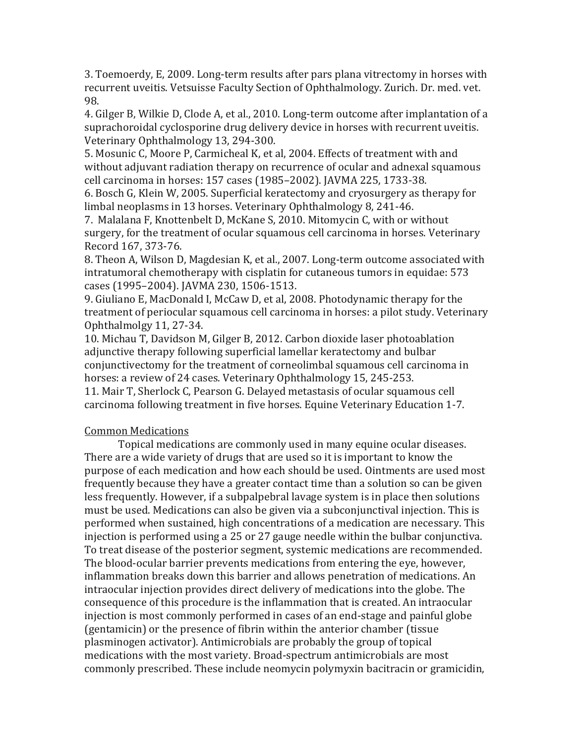3. Toemoerdy, E, 2009. Long-term results after pars plana vitrectomy in horses with recurrent uveitis. Vetsuisse Faculty Section of Ophthalmology. Zurich. Dr. med. vet. 98.

4. Gilger B, Wilkie D, Clode A, et al., 2010. Long-term outcome after implantation of a suprachoroidal cyclosporine drug delivery device in horses with recurrent uveitis. Veterinary Ophthalmology 13, 294-300.

5. Mosunic C, Moore P, Carmicheal K, et al, 2004. Effects of treatment with and without adjuvant radiation therapy on recurrence of ocular and adnexal squamous cell carcinoma in horses: 157 cases (1985–2002). JAVMA 225, 1733-38.

6. Bosch G, Klein W, 2005. Superficial keratectomy and cryosurgery as therapy for limbal neoplasms in 13 horses. Veterinary Ophthalmology 8, 241-46.

7. Malalana F, Knottenbelt D, McKane S, 2010. Mitomycin C, with or without surgery, for the treatment of ocular squamous cell carcinoma in horses. Veterinary Record 167, 373-76.

8. Theon A, Wilson D, Magdesian K, et al., 2007. Long-term outcome associated with intratumoral chemotherapy with cisplatin for cutaneous tumors in equidae: 573 cases (1995–2004). JAVMA 230, 1506-1513.

9. Giuliano E, MacDonald I, McCaw D, et al, 2008. Photodynamic therapy for the treatment of periocular squamous cell carcinoma in horses: a pilot study. Veterinary Ophthalmolgy 11, 27-34.

10. Michau T, Davidson M, Gilger B, 2012. Carbon dioxide laser photoablation adjunctive therapy following superficial lamellar keratectomy and bulbar conjunctivectomy for the treatment of corneolimbal squamous cell carcinoma in horses: a review of 24 cases. Veterinary Ophthalmology 15, 245-253.

11. Mair T, Sherlock C, Pearson G. Delayed metastasis of ocular squamous cell carcinoma following treatment in five horses. Equine Veterinary Education 1-7.

Common Medications

Topical medications are commonly used in many equine ocular diseases. There are a wide variety of drugs that are used so it is important to know the purpose of each medication and how each should be used. Ointments are used most frequently because they have a greater contact time than a solution so can be given less frequently. However, if a subpalpebral lavage system is in place then solutions must be used. Medications can also be given via a subconjunctival injection. This is performed when sustained, high concentrations of a medication are necessary. This injection is performed using a 25 or 27 gauge needle within the bulbar conjunctiva. To treat disease of the posterior segment, systemic medications are recommended. The blood-ocular barrier prevents medications from entering the eye, however, inflammation breaks down this barrier and allows penetration of medications. An intraocular injection provides direct delivery of medications into the globe. The consequence of this procedure is the inflammation that is created. An intraocular injection is most commonly performed in cases of an end-stage and painful globe (gentamicin) or the presence of fibrin within the anterior chamber (tissue plasminogen activator). Antimicrobials are probably the group of topical medications with the most variety. Broad-spectrum antimicrobials are most commonly prescribed. These include neomycin polymyxin bacitracin or gramicidin,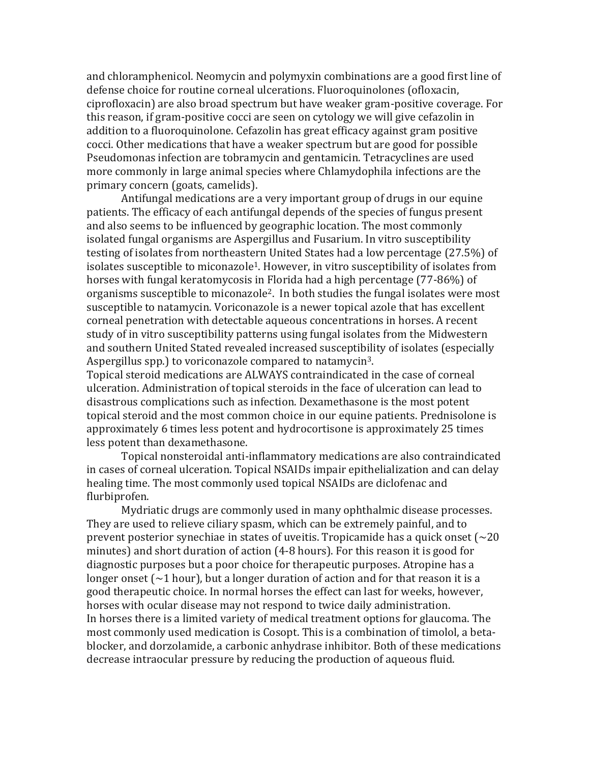and chloramphenicol. Neomycin and polymyxin combinations are a good first line of defense choice for routine corneal ulcerations. Fluoroquinolones (ofloxacin, ciprofloxacin) are also broad spectrum but have weaker gram-positive coverage. For this reason, if gram-positive cocci are seen on cytology we will give cefazolin in addition to a fluoroquinolone. Cefazolin has great efficacy against gram positive cocci. Other medications that have a weaker spectrum but are good for possible Pseudomonas infection are tobramycin and gentamicin. Tetracyclines are used more commonly in large animal species where Chlamydophila infections are the primary concern (goats, camelids).

Antifungal medications are a very important group of drugs in our equine patients. The efficacy of each antifungal depends of the species of fungus present and also seems to be influenced by geographic location. The most commonly isolated fungal organisms are Aspergillus and Fusarium. In vitro susceptibility testing of isolates from northeastern United States had a low percentage (27.5%) of isolates susceptible to miconazole[1]. However, in vitro susceptibility of isolates from horses with fungal keratomycosis in Florida had a high percentage (77-86%) of organisms susceptible to miconazole[2]. In both studies the fungal isolates were most susceptible to natamycin. Voriconazole is a newer topical azole that has excellent corneal penetration with detectable aqueous concentrations in horses. A recent study of in vitro susceptibility patterns using fungal isolates from the Midwestern and southern United Stated revealed increased susceptibility of isolates (especially Aspergillus spp.) to voriconazole compared to natamycin[3].

Topical steroid medications are ALWAYS contraindicated in the case of corneal ulceration. Administration of topical steroids in the face of ulceration can lead to disastrous complications such as infection. Dexamethasone is the most potent topical steroid and the most common choice in our equine patients. Prednisolone is approximately 6 times less potent and hydrocortisone is approximately 25 times less potent than dexamethasone.

Topical nonsteroidal anti-inflammatory medications are also contraindicated in cases of corneal ulceration. Topical NSAIDs impair epithelialization and can delay healing time. The most commonly used topical NSAIDs are diclofenac and flurbiprofen.

Mydriatic drugs are commonly used in many ophthalmic disease processes. They are used to relieve ciliary spasm, which can be extremely painful, and to prevent posterior synechiae in states of uveitis. Tropicamide has a quick onset (~20 minutes) and short duration of action (4-8 hours). For this reason it is good for diagnostic purposes but a poor choice for therapeutic purposes. Atropine has a longer onset (~1 hour), but a longer duration of action and for that reason it is a good therapeutic choice. In normal horses the effect can last for weeks, however, horses with ocular disease may not respond to twice daily administration.

In horses there is a limited variety of medical treatment options for glaucoma. The most commonly used medication is Cosopt. This is a combination of timolol, a beta-blocker, and dorzolamide, a carbonic anhydrase inhibitor. Both of these medications decrease intraocular pressure by reducing the production of aqueous fluid.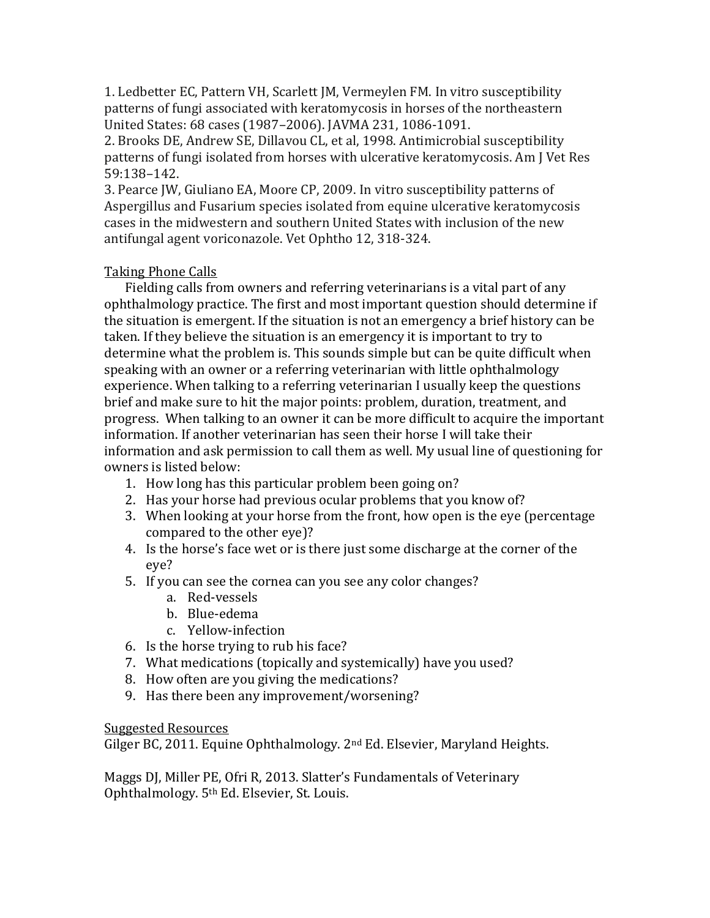1. Ledbetter EC, Pattern VH, Scarlett JM, Vermeylen FM. In vitro susceptibility patterns of fungi associated with keratomycosis in horses of the northeastern United States: 68 cases (1987–2006). JAVMA 231, 1086-1091.
2. Brooks DE, Andrew SE, Dillavou CL, et al, 1998. Antimicrobial susceptibility patterns of fungi isolated from horses with ulcerative keratomycosis. Am J Vet Res 59:138–142.
3. Pearce JW, Giuliano EA, Moore CP, 2009. In vitro susceptibility patterns of Aspergillus and Fusarium species isolated from equine ulcerative keratomycosis cases in the midwestern and southern United States with inclusion of the new antifungal agent voriconazole. Vet Ophtho 12, 318-324.

## Taking Phone Calls

Fielding calls from owners and referring veterinarians is a vital part of any ophthalmology practice. The first and most important question should determine if the situation is emergent. If the situation is not an emergency a brief history can be taken. If they believe the situation is an emergency it is important to try to determine what the problem is. This sounds simple but can be quite difficult when speaking with an owner or a referring veterinarian with little ophthalmology experience. When talking to a referring veterinarian I usually keep the questions brief and make sure to hit the major points: problem, duration, treatment, and progress. When talking to an owner it can be more difficult to acquire the important information. If another veterinarian has seen their horse I will take their information and ask permission to call them as well. My usual line of questioning for owners is listed below:

1. How long has this particular problem been going on?
2. Has your horse had previous ocular problems that you know of?
3. When looking at your horse from the front, how open is the eye (percentage compared to the other eye)?
4. Is the horse's face wet or is there just some discharge at the corner of the eye?
5. If you can see the cornea can you see any color changes?
   a. Red-vessels
   b. Blue-edema
   c. Yellow-infection
6. Is the horse trying to rub his face?
7. What medications (topically and systemically) have you used?
8. How often are you giving the medications?
9. Has there been any improvement/worsening?

## Suggested Resources

Gilger BC, 2011. Equine Ophthalmology. 2nd Ed. Elsevier, Maryland Heights.

Maggs DJ, Miller PE, Ofri R, 2013. Slatter's Fundamentals of Veterinary Ophthalmology. 5th Ed. Elsevier, St. Louis.